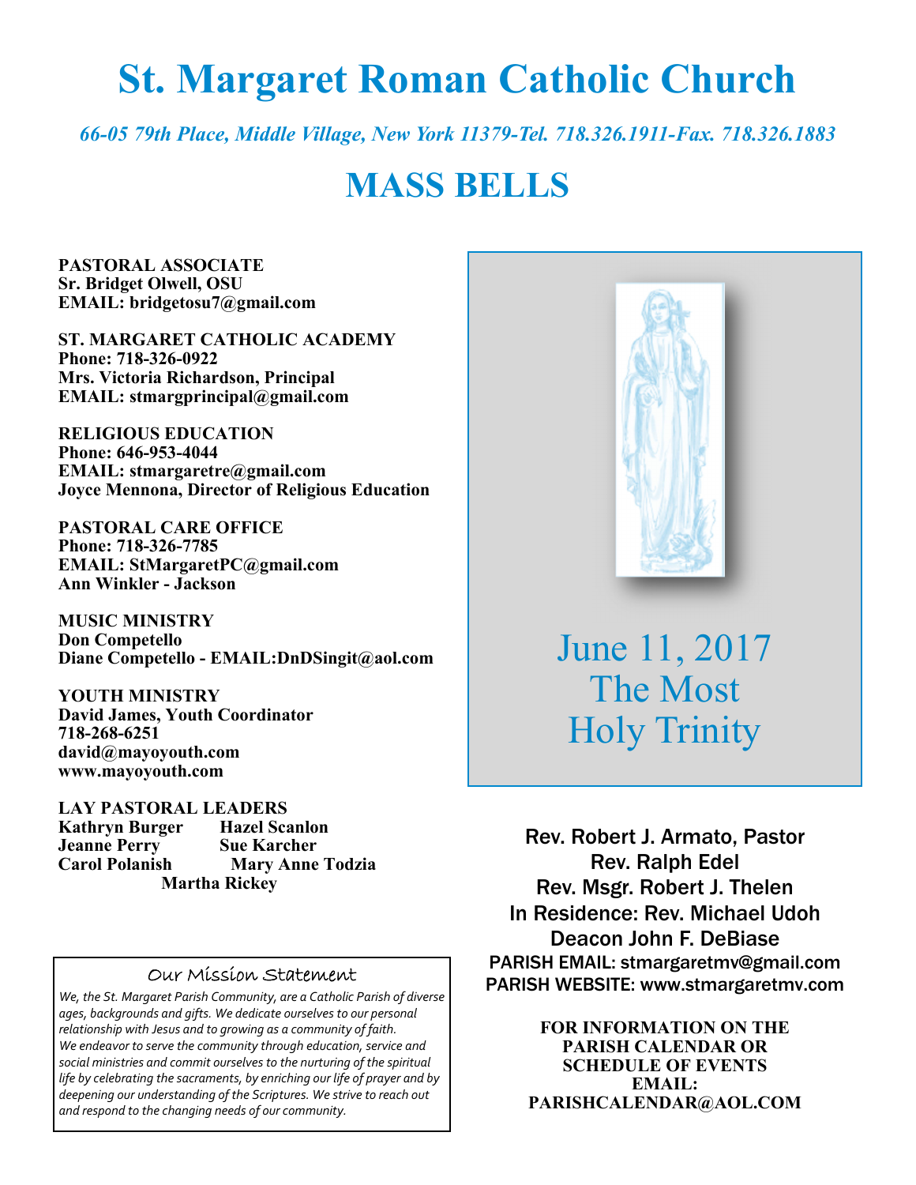# St. Margaret Roman Catholic Church

*66-05 79th Place, Middle Village, New York 11379-Tel. 718.326.1911-Fax. 718.326.1883*

# MASS BELLS

**PASTORAL ASSOCIATE**
**Sr. Bridget Olwell, OSU**
**EMAIL: bridgetosu7@gmail.com**

**ST. MARGARET CATHOLIC ACADEMY**
**Phone: 718-326-0922**
**Mrs. Victoria Richardson, Principal**
**EMAIL: stmargprincipal@gmail.com**

**RELIGIOUS EDUCATION**
**Phone: 646-953-4044**
**EMAIL: stmargaretre@gmail.com**
**Joyce Mennona, Director of Religious Education**

**PASTORAL CARE OFFICE**
**Phone: 718-326-7785**
**EMAIL: StMargaretPC@gmail.com**
**Ann Winkler - Jackson**

**MUSIC MINISTRY**
**Don Competello**
**Diane Competello - EMAIL:DnDSingit@aol.com**

**YOUTH MINISTRY**
**David James, Youth Coordinator**
**718-268-6251**
**david@mayoyouth.com**
**www.mayoyouth.com**

**LAY PASTORAL LEADERS**
**Kathryn Burger** **Hazel Scanlon**
**Jeanne Perry** **Sue Karcher**
**Carol Polanish** **Mary Anne Todzia**
**Martha Rickey**

June 11, 2017
The Most
Holy Trinity

Rev. Robert J. Armato, Pastor
Rev. Ralph Edel
Rev. Msgr. Robert J. Thelen
In Residence: Rev. Michael Udoh
Deacon John F. DeBiase
PARISH EMAIL: stmargaretmv@gmail.com
PARISH WEBSITE: www.stmargaretmv.com

**FOR INFORMATION ON THE PARISH CALENDAR OR SCHEDULE OF EVENTS EMAIL: PARISHCALENDAR@AOL.COM**

### Our Mission Statement

*We, the St. Margaret Parish Community, are a Catholic Parish of diverse ages, backgrounds and gifts. We dedicate ourselves to our personal relationship with Jesus and to growing as a community of faith. We endeavor to serve the community through education, service and social ministries and commit ourselves to the nurturing of the spiritual life by celebrating the sacraments, by enriching our life of prayer and by deepening our understanding of the Scriptures. We strive to reach out and respond to the changing needs of our community.*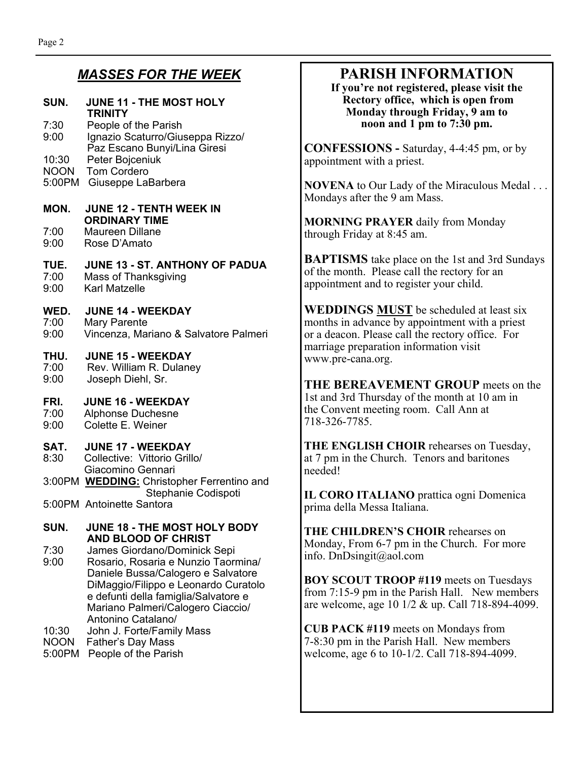## *MASSES FOR THE WEEK*

**SUN. JUNE 11 - THE MOST HOLY TRINITY**
- 7:30 People of the Parish
- 9:00 Ignazio Scaturro/Giuseppa Rizzo/ Paz Escano Bunyi/Lina Giresi
- 10:30 Peter Bojceniuk
- NOON Tom Cordero
- 5:00PM Giuseppe LaBarbera

**MON. JUNE 12 - TENTH WEEK IN ORDINARY TIME**
- 7:00 Maureen Dillane
- 9:00 Rose D'Amato

**TUE. JUNE 13 - ST. ANTHONY OF PADUA**
- 7:00 Mass of Thanksgiving
- 9:00 Karl Matzelle

**WED. JUNE 14 - WEEKDAY**
- 7:00 Mary Parente
- 9:00 Vincenza, Mariano & Salvatore Palmeri

**THU. JUNE 15 - WEEKDAY**
- 7:00 Rev. William R. Dulaney
- 9:00 Joseph Diehl, Sr.

**FRI. JUNE 16 - WEEKDAY**
- 7:00 Alphonse Duchesne
- 9:00 Colette E. Weiner

**SAT. JUNE 17 - WEEKDAY**
- 8:30 Collective: Vittorio Grillo/ Giacomino Gennari
- 3:00PM **WEDDING:** Christopher Ferrentino and Stephanie Codispoti
- 5:00PM Antoinette Santora

**SUN. JUNE 18 - THE MOST HOLY BODY AND BLOOD OF CHRIST**
- 7:30 James Giordano/Dominick Sepi
- 9:00 Rosario, Rosaria e Nunzio Taormina/ Daniele Bussa/Calogero e Salvatore DiMaggio/Filippo e Leonardo Curatolo e defunti della famiglia/Salvatore e Mariano Palmeri/Calogero Ciaccio/ Antonino Catalano/
- 10:30 John J. Forte/Family Mass
- NOON Father's Day Mass
- 5:00PM People of the Parish

## PARISH INFORMATION

**If you're not registered, please visit the Rectory office, which is open from Monday through Friday, 9 am to noon and 1 pm to 7:30 pm.**

**CONFESSIONS -** Saturday, 4-4:45 pm, or by appointment with a priest.

**NOVENA** to Our Lady of the Miraculous Medal . . . Mondays after the 9 am Mass.

**MORNING PRAYER** daily from Monday through Friday at 8:45 am.

**BAPTISMS** take place on the 1st and 3rd Sundays of the month. Please call the rectory for an appointment and to register your child.

**WEDDINGS MUST** be scheduled at least six months in advance by appointment with a priest or a deacon. Please call the rectory office. For marriage preparation information visit www.pre-cana.org.

**THE BEREAVEMENT GROUP** meets on the 1st and 3rd Thursday of the month at 10 am in the Convent meeting room. Call Ann at 718-326-7785.

**THE ENGLISH CHOIR** rehearses on Tuesday, at 7 pm in the Church. Tenors and baritones needed!

**IL CORO ITALIANO** prattica ogni Domenica prima della Messa Italiana.

**THE CHILDREN'S CHOIR** rehearses on Monday, From 6-7 pm in the Church. For more info. DnDsingit@aol.com

**BOY SCOUT TROOP #119** meets on Tuesdays from 7:15-9 pm in the Parish Hall. New members are welcome, age 10 1/2 & up. Call 718-894-4099.

**CUB PACK #119** meets on Mondays from 7-8:30 pm in the Parish Hall. New members welcome, age 6 to 10-1/2. Call 718-894-4099.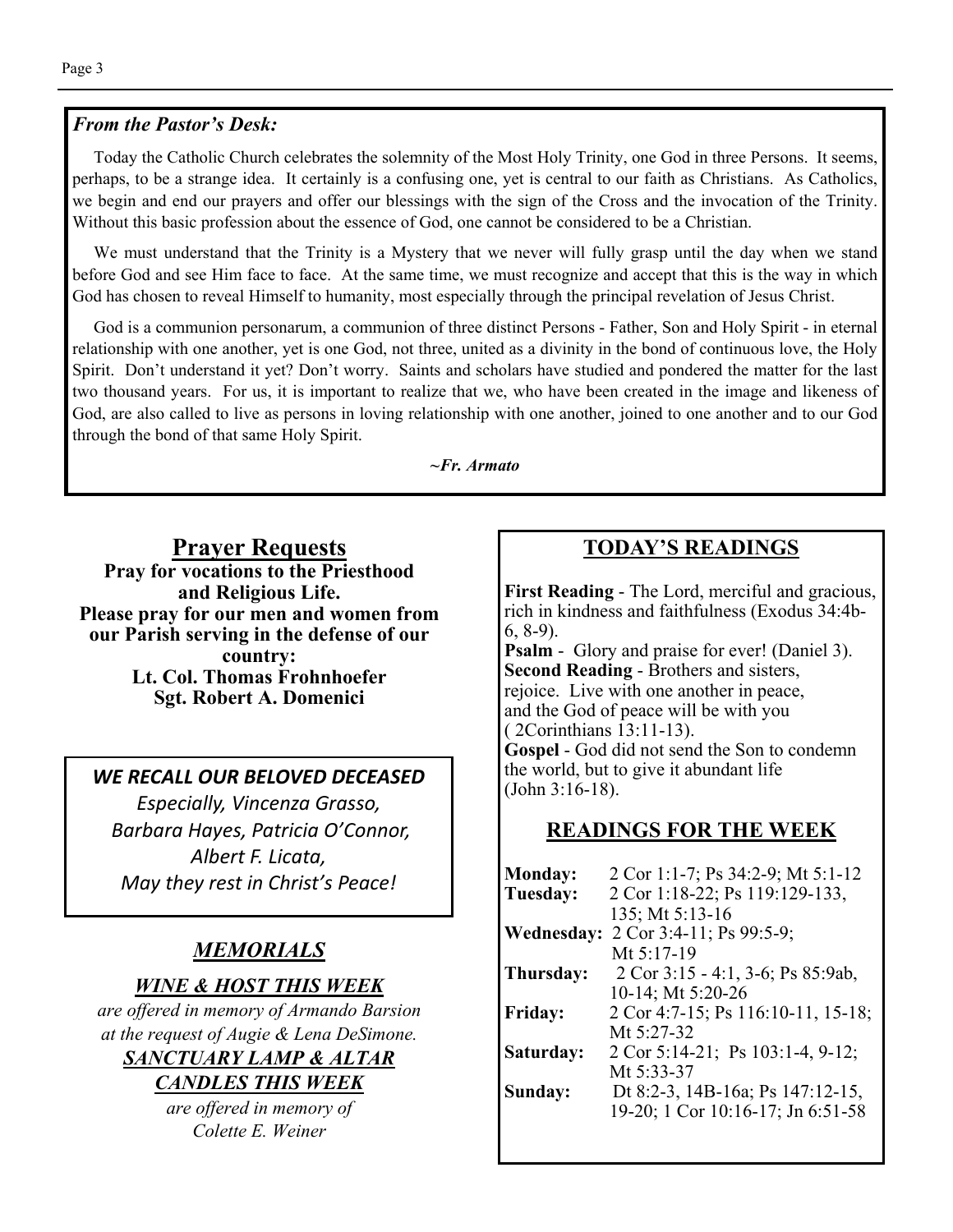### *From the Pastor's Desk:*

Today the Catholic Church celebrates the solemnity of the Most Holy Trinity, one God in three Persons. It seems, perhaps, to be a strange idea. It certainly is a confusing one, yet is central to our faith as Christians. As Catholics, we begin and end our prayers and offer our blessings with the sign of the Cross and the invocation of the Trinity. Without this basic profession about the essence of God, one cannot be considered to be a Christian.

We must understand that the Trinity is a Mystery that we never will fully grasp until the day when we stand before God and see Him face to face. At the same time, we must recognize and accept that this is the way in which God has chosen to reveal Himself to humanity, most especially through the principal revelation of Jesus Christ.

God is a communion personarum, a communion of three distinct Persons - Father, Son and Holy Spirit - in eternal relationship with one another, yet is one God, not three, united as a divinity in the bond of continuous love, the Holy Spirit. Don't understand it yet? Don't worry. Saints and scholars have studied and pondered the matter for the last two thousand years. For us, it is important to realize that we, who have been created in the image and likeness of God, are also called to live as persons in loving relationship with one another, joined to one another and to our God through the bond of that same Holy Spirit.

***~Fr. Armato***

## Prayer Requests

**Pray for vocations to the Priesthood and Religious Life.**

**Please pray for our men and women from our Parish serving in the defense of our country:**

**Lt. Col. Thomas Frohnhoefer**
**Sgt. Robert A. Domenici**

***WE RECALL OUR BELOVED DECEASED***

*Especially, Vincenza Grasso, Barbara Hayes, Patricia O'Connor, Albert F. Licata, May they rest in Christ's Peace!*

## *MEMORIALS*

### *WINE & HOST THIS WEEK*

*are offered in memory of Armando Barsion at the request of Augie & Lena DeSimone.*

### *SANCTUARY LAMP & ALTAR CANDLES THIS WEEK*

*are offered in memory of Colette E. Weiner*

## TODAY'S READINGS

**First Reading** - The Lord, merciful and gracious, rich in kindness and faithfulness (Exodus 34:4b-6, 8-9).

**Psalm** - Glory and praise for ever! (Daniel 3).

**Second Reading** - Brothers and sisters, rejoice. Live with one another in peace, and the God of peace will be with you ( 2Corinthians 13:11-13).

**Gospel** - God did not send the Son to condemn the world, but to give it abundant life (John 3:16-18).

## READINGS FOR THE WEEK

| | |
|---|---|
| **Monday:** | 2 Cor 1:1-7; Ps 34:2-9; Mt 5:1-12 |
| **Tuesday:** | 2 Cor 1:18-22; Ps 119:129-133, 135; Mt 5:13-16 |
| **Wednesday:** | 2 Cor 3:4-11; Ps 99:5-9; Mt 5:17-19 |
| **Thursday:** | 2 Cor 3:15 - 4:1, 3-6; Ps 85:9ab, 10-14; Mt 5:20-26 |
| **Friday:** | 2 Cor 4:7-15; Ps 116:10-11, 15-18; Mt 5:27-32 |
| **Saturday:** | 2 Cor 5:14-21; Ps 103:1-4, 9-12; Mt 5:33-37 |
| **Sunday:** | Dt 8:2-3, 14B-16a; Ps 147:12-15, 19-20; 1 Cor 10:16-17; Jn 6:51-58 |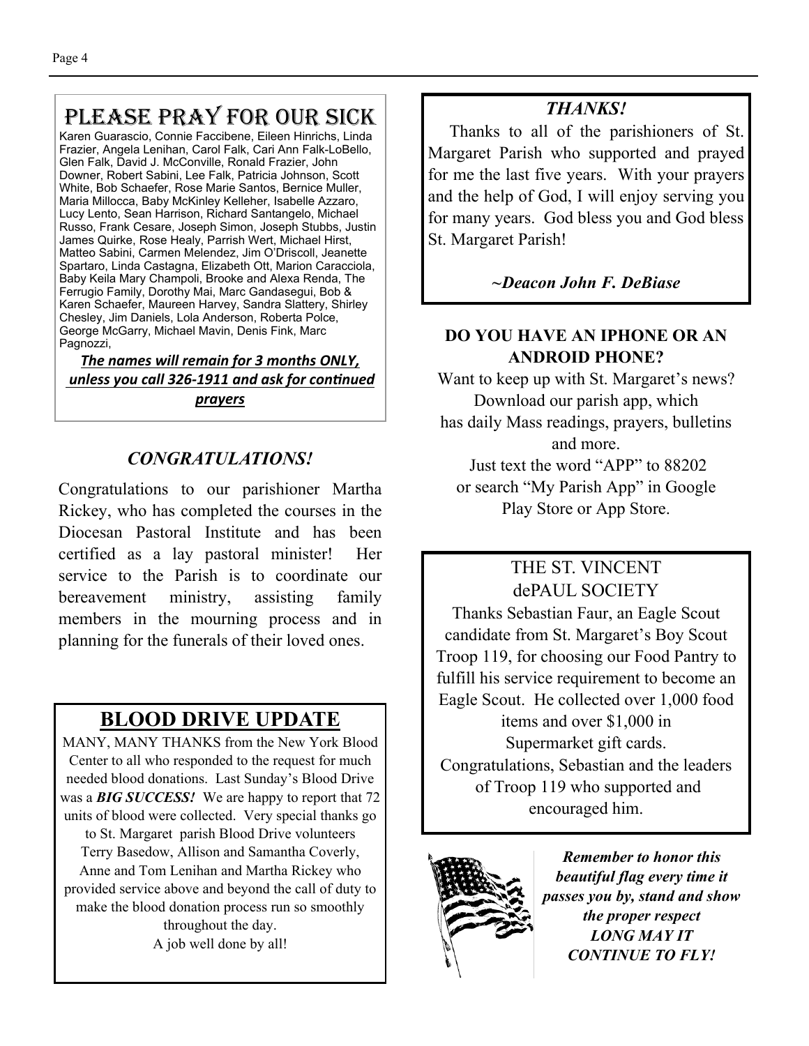## PLEASE PRAY FOR OUR SICK

Karen Guarascio, Connie Faccibene, Eileen Hinrichs, Linda Frazier, Angela Lenihan, Carol Falk, Cari Ann Falk-LoBello, Glen Falk, David J. McConville, Ronald Frazier, John Downer, Robert Sabini, Lee Falk, Patricia Johnson, Scott White, Bob Schaefer, Rose Marie Santos, Bernice Muller, Maria Millocca, Baby McKinley Kelleher, Isabelle Azzaro, Lucy Lento, Sean Harrison, Richard Santangelo, Michael Russo, Frank Cesare, Joseph Simon, Joseph Stubbs, Justin James Quirke, Rose Healy, Parrish Wert, Michael Hirst, Matteo Sabini, Carmen Melendez, Jim O'Driscoll, Jeanette Spartaro, Linda Castagna, Elizabeth Ott, Marion Caracciola, Baby Keila Mary Champoli, Brooke and Alexa Renda, The Ferrugio Family, Dorothy Mai, Marc Gandasegui, Bob & Karen Schaefer, Maureen Harvey, Sandra Slattery, Shirley Chesley, Jim Daniels, Lola Anderson, Roberta Polce, George McGarry, Michael Mavin, Denis Fink, Marc Pagnozzi,

***The names will remain for 3 months ONLY, unless you call 326-1911 and ask for continued prayers***

### *CONGRATULATIONS!*

Congratulations to our parishioner Martha Rickey, who has completed the courses in the Diocesan Pastoral Institute and has been certified as a lay pastoral minister! Her service to the Parish is to coordinate our bereavement ministry, assisting family members in the mourning process and in planning for the funerals of their loved ones.

## BLOOD DRIVE UPDATE

MANY, MANY THANKS from the New York Blood Center to all who responded to the request for much needed blood donations. Last Sunday's Blood Drive was a ***BIG SUCCESS!*** We are happy to report that 72 units of blood were collected. Very special thanks go to St. Margaret parish Blood Drive volunteers Terry Basedow, Allison and Samantha Coverly, Anne and Tom Lenihan and Martha Rickey who provided service above and beyond the call of duty to make the blood donation process run so smoothly throughout the day.

A job well done by all!

### *THANKS!*

Thanks to all of the parishioners of St. Margaret Parish who supported and prayed for me the last five years. With your prayers and the help of God, I will enjoy serving you for many years. God bless you and God bless St. Margaret Parish!

***~Deacon John F. DeBiase***

### DO YOU HAVE AN IPHONE OR AN ANDROID PHONE?

Want to keep up with St. Margaret's news? Download our parish app, which has daily Mass readings, prayers, bulletins and more.

Just text the word "APP" to 88202 or search "My Parish App" in Google Play Store or App Store.

### THE ST. VINCENT dePAUL SOCIETY

Thanks Sebastian Faur, an Eagle Scout candidate from St. Margaret's Boy Scout Troop 119, for choosing our Food Pantry to fulfill his service requirement to become an Eagle Scout. He collected over 1,000 food items and over $1,000 in Supermarket gift cards.

Congratulations, Sebastian and the leaders of Troop 119 who supported and encouraged him.

***Remember to honor this beautiful flag every time it passes you by, stand and show the proper respect LONG MAY IT CONTINUE TO FLY!***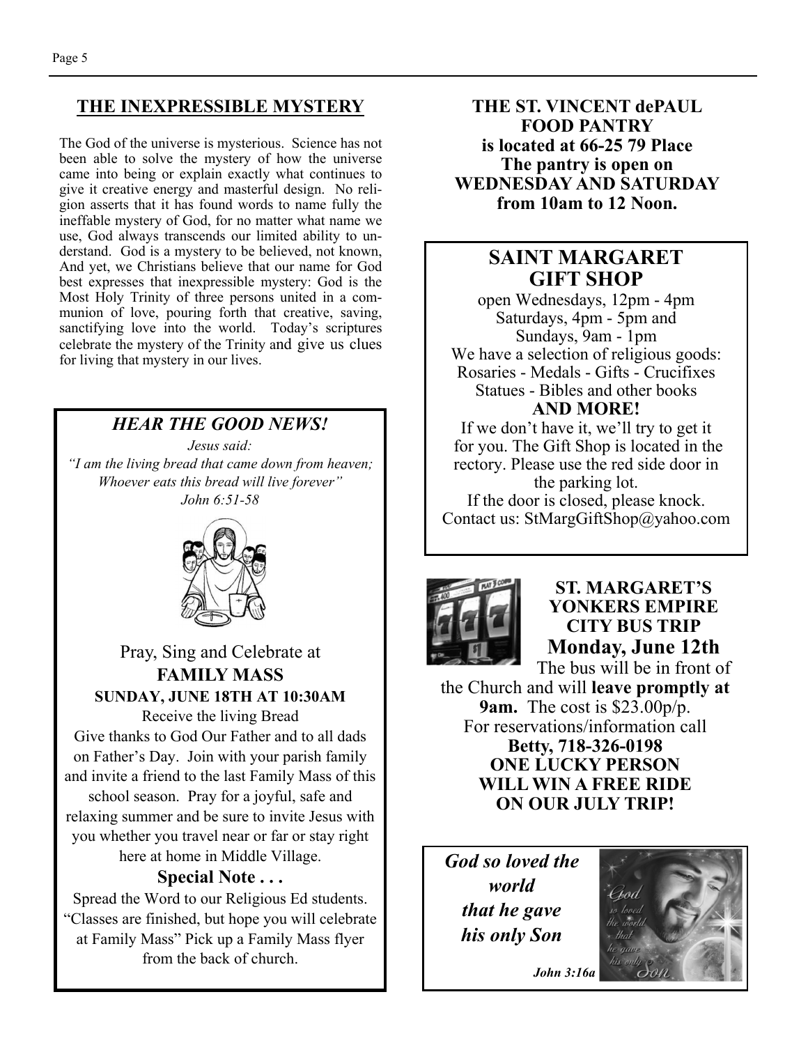## THE INEXPRESSIBLE MYSTERY

The God of the universe is mysterious. Science has not been able to solve the mystery of how the universe came into being or explain exactly what continues to give it creative energy and masterful design. No religion asserts that it has found words to name fully the ineffable mystery of God, for no matter what name we use, God always transcends our limited ability to understand. God is a mystery to be believed, not known, And yet, we Christians believe that our name for God best expresses that inexpressible mystery: God is the Most Holy Trinity of three persons united in a communion of love, pouring forth that creative, saving, sanctifying love into the world. Today's scriptures celebrate the mystery of the Trinity and give us clues for living that mystery in our lives.

### *HEAR THE GOOD NEWS!*

*Jesus said:*
*"I am the living bread that came down from heaven; Whoever eats this bread will live forever"*
*John 6:51-58*

Pray, Sing and Celebrate at
**FAMILY MASS**
**SUNDAY, JUNE 18TH AT 10:30AM**

Receive the living Bread

Give thanks to God Our Father and to all dads on Father's Day. Join with your parish family and invite a friend to the last Family Mass of this school season. Pray for a joyful, safe and relaxing summer and be sure to invite Jesus with you whether you travel near or far or stay right here at home in Middle Village.

**Special Note . . .**

Spread the Word to our Religious Ed students. "Classes are finished, but hope you will celebrate at Family Mass" Pick up a Family Mass flyer from the back of church.

**THE ST. VINCENT dePAUL FOOD PANTRY is located at 66-25 79 Place The pantry is open on WEDNESDAY AND SATURDAY from 10am to 12 Noon.**

## SAINT MARGARET GIFT SHOP

open Wednesdays, 12pm - 4pm
Saturdays, 4pm - 5pm and
Sundays, 9am - 1pm

We have a selection of religious goods:
Rosaries - Medals - Gifts - Crucifixes
Statues - Bibles and other books
**AND MORE!**

If we don't have it, we'll try to get it for you. The Gift Shop is located in the rectory. Please use the red side door in the parking lot.
If the door is closed, please knock.
Contact us: StMargGiftShop@yahoo.com

**ST. MARGARET'S YONKERS EMPIRE CITY BUS TRIP**
**Monday, June 12th**

The bus will be in front of the Church and will **leave promptly at 9am.** The cost is $23.00p/p.
For reservations/information call
**Betty, 718-326-0198**
**ONE LUCKY PERSON WILL WIN A FREE RIDE ON OUR JULY TRIP!**

***God so loved the world that he gave his only Son***

***John 3:16a***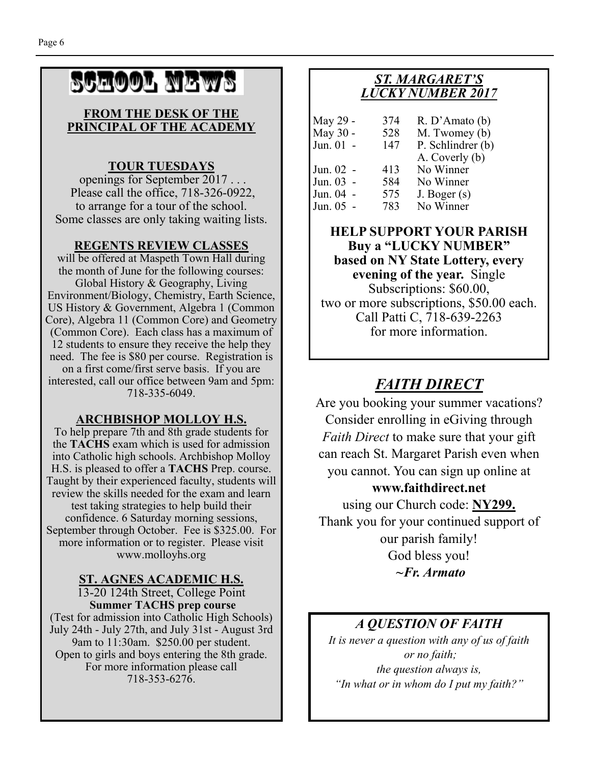# SCHOOL NEWS

## FROM THE DESK OF THE PRINCIPAL OF THE ACADEMY

### TOUR TUESDAYS

openings for September 2017 . . .
Please call the office, 718-326-0922, to arrange for a tour of the school.
Some classes are only taking waiting lists.

### REGENTS REVIEW CLASSES

will be offered at Maspeth Town Hall during the month of June for the following courses: Global History & Geography, Living Environment/Biology, Chemistry, Earth Science, US History & Government, Algebra 1 (Common Core), Algebra 11 (Common Core) and Geometry (Common Core). Each class has a maximum of 12 students to ensure they receive the help they need. The fee is $80 per course. Registration is on a first come/first serve basis. If you are interested, call our office between 9am and 5pm: 718-335-6049.

### ARCHBISHOP MOLLOY H.S.

To help prepare 7th and 8th grade students for the **TACHS** exam which is used for admission into Catholic high schools. Archbishop Molloy H.S. is pleased to offer a **TACHS** Prep. course. Taught by their experienced faculty, students will review the skills needed for the exam and learn test taking strategies to help build their confidence. 6 Saturday morning sessions, September through October. Fee is $325.00. For more information or to register. Please visit www.molloyhs.org

### ST. AGNES ACADEMIC H.S.

13-20 124th Street, College Point
**Summer TACHS prep course**
(Test for admission into Catholic High Schools)
July 24th - July 27th, and July 31st - August 3rd
9am to 11:30am. $250.00 per student.
Open to girls and boys entering the 8th grade.
For more information please call
718-353-6276.

## *ST. MARGARET'S LUCKY NUMBER 2017*

| | | |
|---|---|---|
| May 29 - | 374 | R. D'Amato (b) |
| May 30 - | 528 | M. Twomey (b) |
| Jun. 01 - | 147 | P. Schlindrer (b) |
| | | A. Coverly (b) |
| Jun. 02 - | 413 | No Winner |
| Jun. 03 - | 584 | No Winner |
| Jun. 04 - | 575 | J. Boger (s) |
| Jun. 05 - | 783 | No Winner |

**HELP SUPPORT YOUR PARISH Buy a "LUCKY NUMBER" based on NY State Lottery, every evening of the year.** Single Subscriptions: $60.00, two or more subscriptions, $50.00 each. Call Patti C, 718-639-2263 for more information.

## *FAITH DIRECT*

Are you booking your summer vacations? Consider enrolling in eGiving through *Faith Direct* to make sure that your gift can reach St. Margaret Parish even when you cannot. You can sign up online at **www.faithdirect.net** using our Church code: **NY299.**
Thank you for your continued support of our parish family!
God bless you!
***~Fr. Armato***

## *A QUESTION OF FAITH*

*It is never a question with any of us of faith or no faith;*
*the question always is,*
*"In what or in whom do I put my faith?"*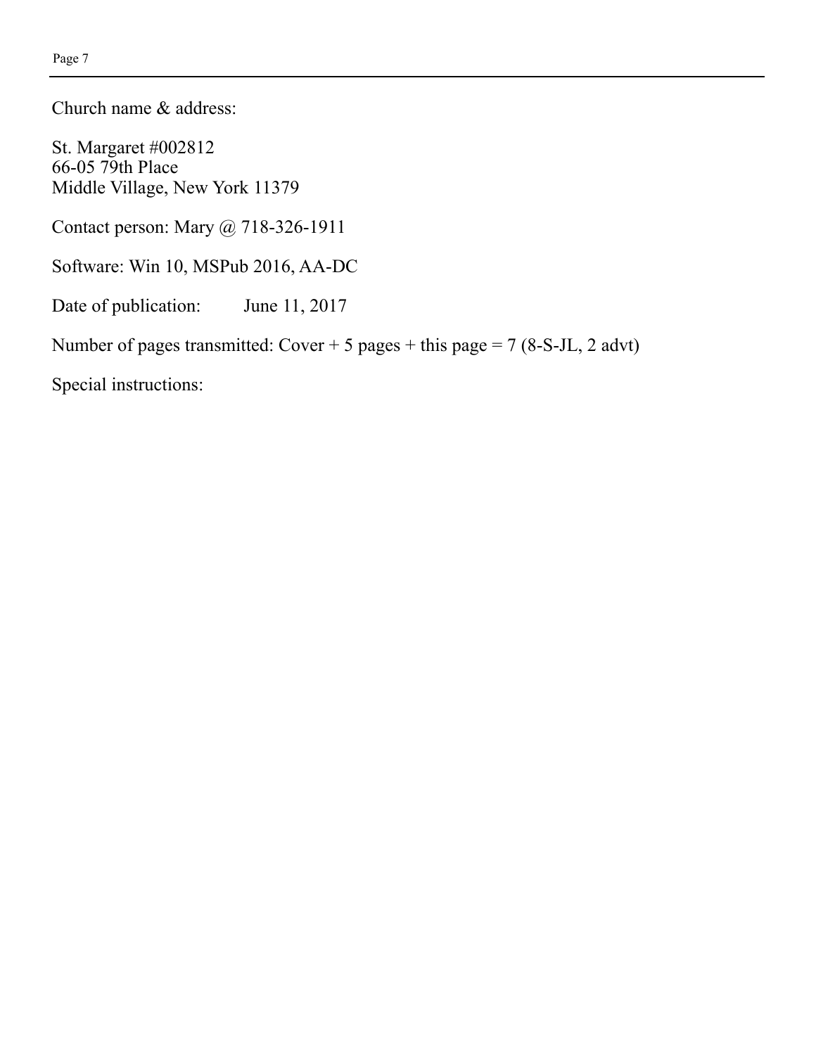Church name & address:

St. Margaret #002812
66-05 79th Place
Middle Village, New York 11379

Contact person: Mary @ 718-326-1911

Software: Win 10, MSPub 2016, AA-DC

Date of publication: June 11, 2017

Number of pages transmitted: Cover + 5 pages + this page = 7 (8-S-JL, 2 advt)

Special instructions: